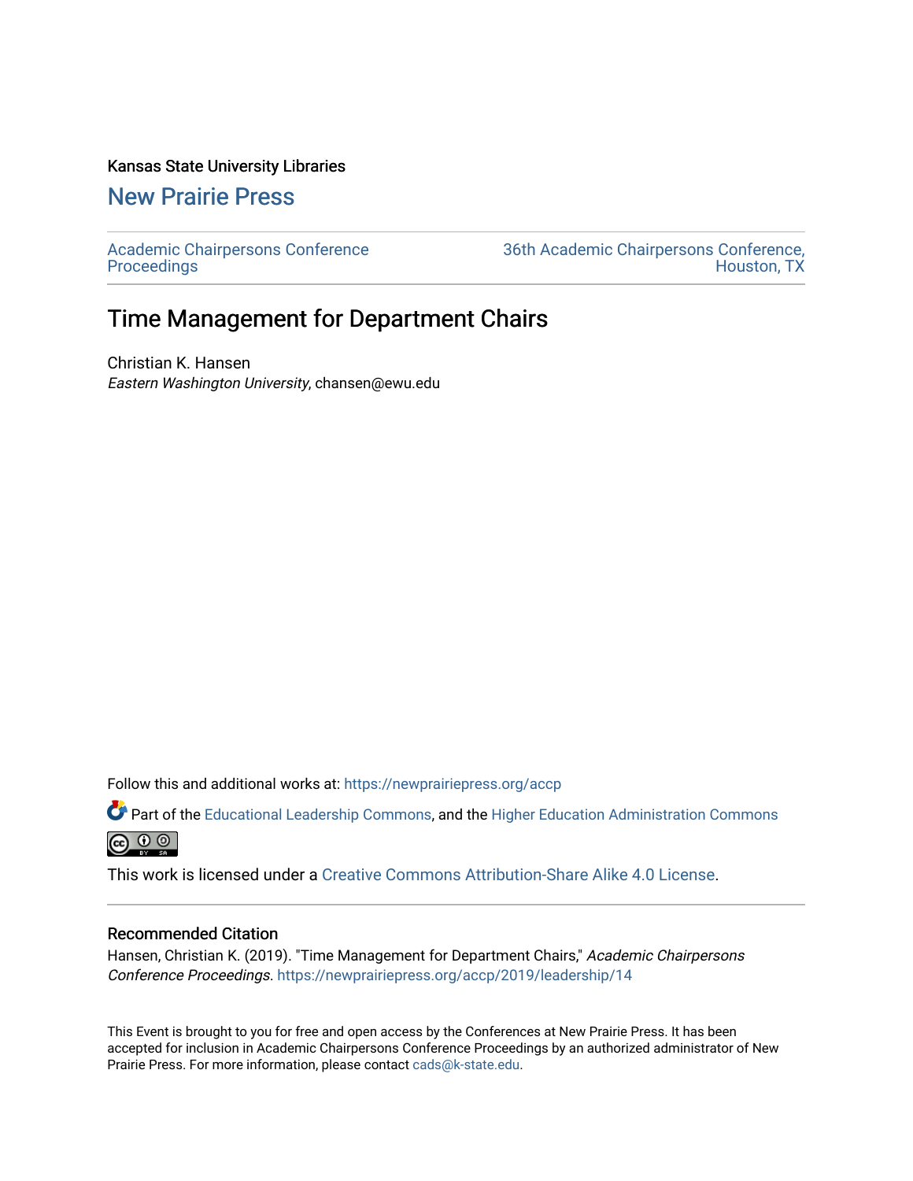Kansas State University Libraries

New Prairie Press

Academic Chairpersons Conference Proceedings

36th Academic Chairpersons Conference, Houston, TX

# Time Management for Department Chairs

Christian K. Hansen
*Eastern Washington University*, chansen@ewu.edu

Follow this and additional works at: https://newprairiepress.org/accp

Part of the Educational Leadership Commons, and the Higher Education Administration Commons

This work is licensed under a Creative Commons Attribution-Share Alike 4.0 License.

## Recommended Citation

Hansen, Christian K. (2019). "Time Management for Department Chairs," *Academic Chairpersons Conference Proceedings*. https://newprairiepress.org/accp/2019/leadership/14

This Event is brought to you for free and open access by the Conferences at New Prairie Press. It has been accepted for inclusion in Academic Chairpersons Conference Proceedings by an authorized administrator of New Prairie Press. For more information, please contact cads@k-state.edu.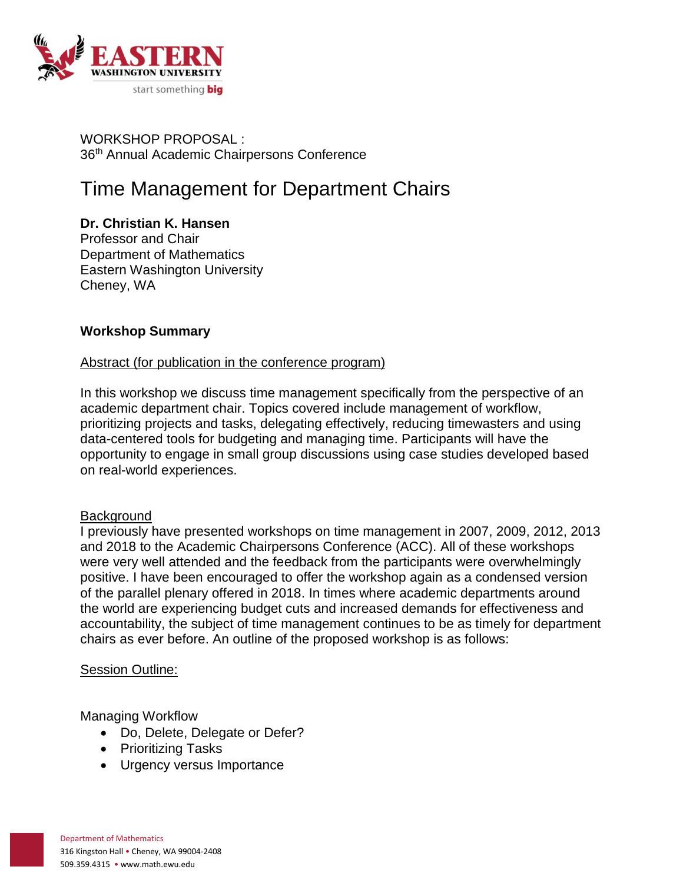WORKSHOP PROPOSAL :
36th Annual Academic Chairpersons Conference

# Time Management for Department Chairs

**Dr. Christian K. Hansen**
Professor and Chair
Department of Mathematics
Eastern Washington University
Cheney, WA

## Workshop Summary

Abstract (for publication in the conference program)

In this workshop we discuss time management specifically from the perspective of an academic department chair. Topics covered include management of workflow, prioritizing projects and tasks, delegating effectively, reducing timewasters and using data-centered tools for budgeting and managing time. Participants will have the opportunity to engage in small group discussions using case studies developed based on real-world experiences.

Background

I previously have presented workshops on time management in 2007, 2009, 2012, 2013 and 2018 to the Academic Chairpersons Conference (ACC). All of these workshops were very well attended and the feedback from the participants were overwhelmingly positive. I have been encouraged to offer the workshop again as a condensed version of the parallel plenary offered in 2018. In times where academic departments around the world are experiencing budget cuts and increased demands for effectiveness and accountability, the subject of time management continues to be as timely for department chairs as ever before. An outline of the proposed workshop is as follows:

Session Outline:

Managing Workflow

- Do, Delete, Delegate or Defer?
- Prioritizing Tasks
- Urgency versus Importance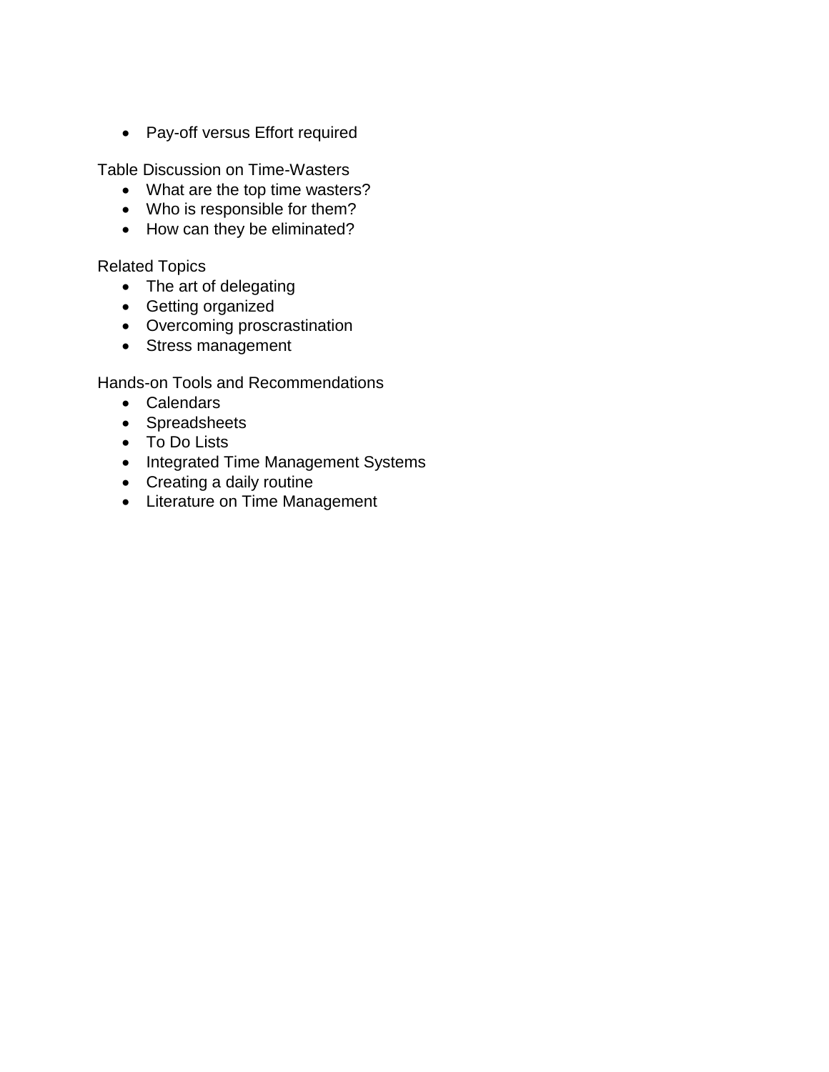- Pay-off versus Effort required

Table Discussion on Time-Wasters

- What are the top time wasters?
- Who is responsible for them?
- How can they be eliminated?

Related Topics

- The art of delegating
- Getting organized
- Overcoming proscrastination
- Stress management

Hands-on Tools and Recommendations

- Calendars
- Spreadsheets
- To Do Lists
- Integrated Time Management Systems
- Creating a daily routine
- Literature on Time Management